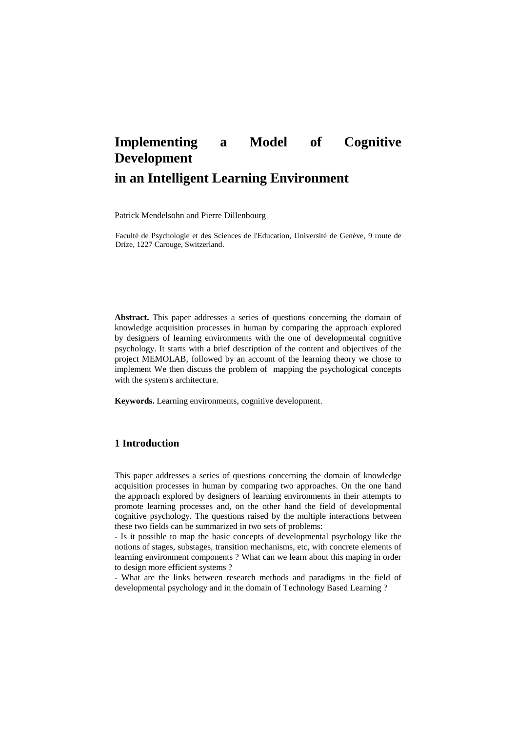# Implementing a Model of Cognitive Development in an Intelligent Learning Environment

Patrick Mendelsohn and Pierre Dillenbourg

Faculté de Psychologie et des Sciences de l'Education, Université de Genève, 9 route de Drize, 1227 Carouge, Switzerland.

**Abstract.** This paper addresses a series of questions concerning the domain of knowledge acquisition processes in human by comparing the approach explored by designers of learning environments with the one of developmental cognitive psychology. It starts with a brief description of the content and objectives of the project MEMOLAB, followed by an account of the learning theory we chose to implement We then discuss the problem of mapping the psychological concepts with the system's architecture.

**Keywords.** Learning environments, cognitive development.

## 1 Introduction

This paper addresses a series of questions concerning the domain of knowledge acquisition processes in human by comparing two approaches. On the one hand the approach explored by designers of learning environments in their attempts to promote learning processes and, on the other hand the field of developmental cognitive psychology. The questions raised by the multiple interactions between these two fields can be summarized in two sets of problems:

- Is it possible to map the basic concepts of developmental psychology like the notions of stages, substages, transition mechanisms, etc, with concrete elements of learning environment components ? What can we learn about this maping in order to design more efficient systems ?

- What are the links between research methods and paradigms in the field of developmental psychology and in the domain of Technology Based Learning ?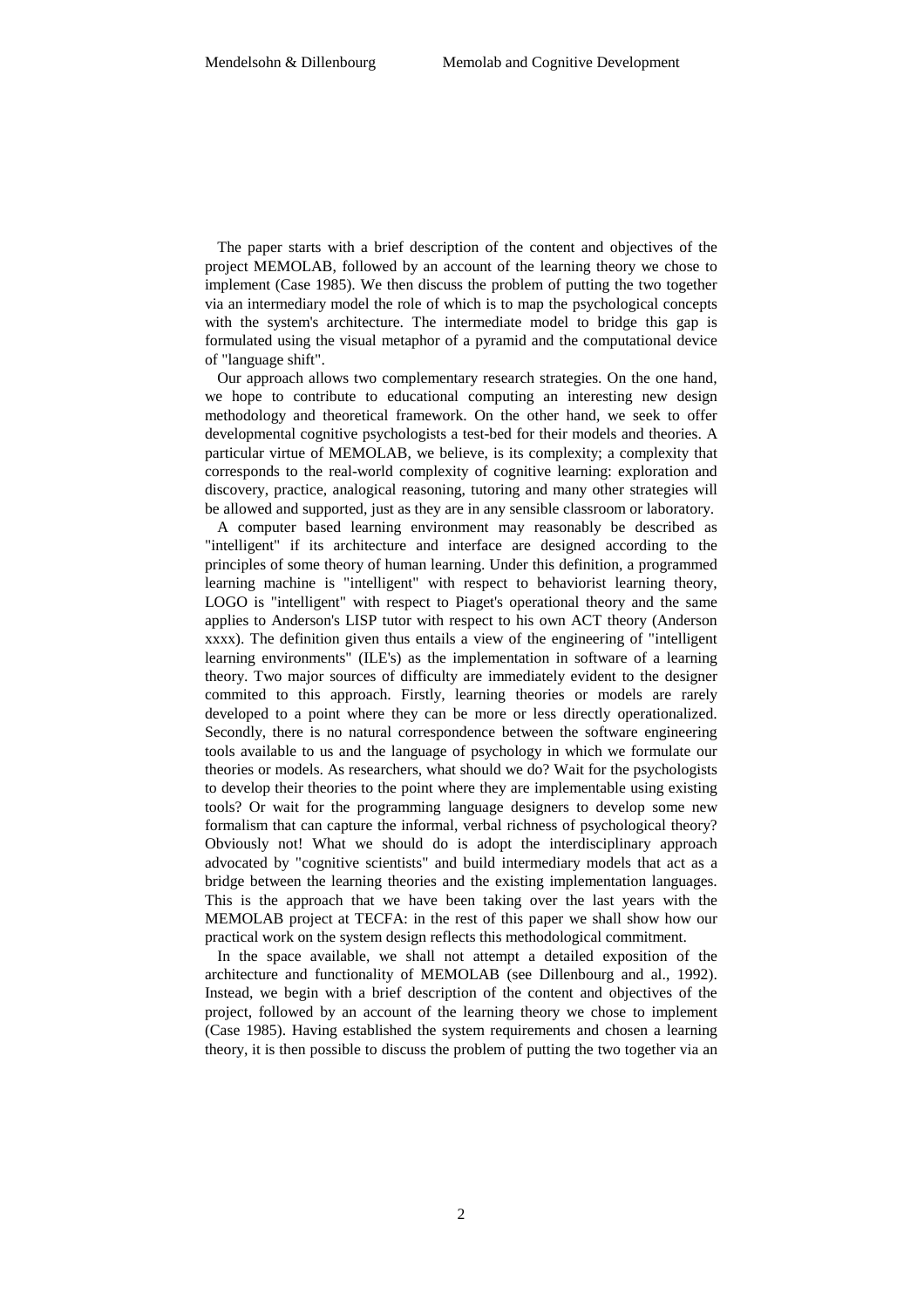The paper starts with a brief description of the content and objectives of the project MEMOLAB, followed by an account of the learning theory we chose to implement (Case 1985). We then discuss the problem of putting the two together via an intermediary model the role of which is to map the psychological concepts with the system's architecture. The intermediate model to bridge this gap is formulated using the visual metaphor of a pyramid and the computational device of "language shift".

Our approach allows two complementary research strategies. On the one hand, we hope to contribute to educational computing an interesting new design methodology and theoretical framework. On the other hand, we seek to offer developmental cognitive psychologists a test-bed for their models and theories. A particular virtue of MEMOLAB, we believe, is its complexity; a complexity that corresponds to the real-world complexity of cognitive learning: exploration and discovery, practice, analogical reasoning, tutoring and many other strategies will be allowed and supported, just as they are in any sensible classroom or laboratory.

A computer based learning environment may reasonably be described as "intelligent" if its architecture and interface are designed according to the principles of some theory of human learning. Under this definition, a programmed learning machine is "intelligent" with respect to behaviorist learning theory, LOGO is "intelligent" with respect to Piaget's operational theory and the same applies to Anderson's LISP tutor with respect to his own ACT theory (Anderson xxxx). The definition given thus entails a view of the engineering of "intelligent learning environments" (ILE's) as the implementation in software of a learning theory. Two major sources of difficulty are immediately evident to the designer commited to this approach. Firstly, learning theories or models are rarely developed to a point where they can be more or less directly operationalized. Secondly, there is no natural correspondence between the software engineering tools available to us and the language of psychology in which we formulate our theories or models. As researchers, what should we do? Wait for the psychologists to develop their theories to the point where they are implementable using existing tools? Or wait for the programming language designers to develop some new formalism that can capture the informal, verbal richness of psychological theory? Obviously not! What we should do is adopt the interdisciplinary approach advocated by "cognitive scientists" and build intermediary models that act as a bridge between the learning theories and the existing implementation languages. This is the approach that we have been taking over the last years with the MEMOLAB project at TECFA: in the rest of this paper we shall show how our practical work on the system design reflects this methodological commitment.

In the space available, we shall not attempt a detailed exposition of the architecture and functionality of MEMOLAB (see Dillenbourg and al., 1992). Instead, we begin with a brief description of the content and objectives of the project, followed by an account of the learning theory we chose to implement (Case 1985). Having established the system requirements and chosen a learning theory, it is then possible to discuss the problem of putting the two together via an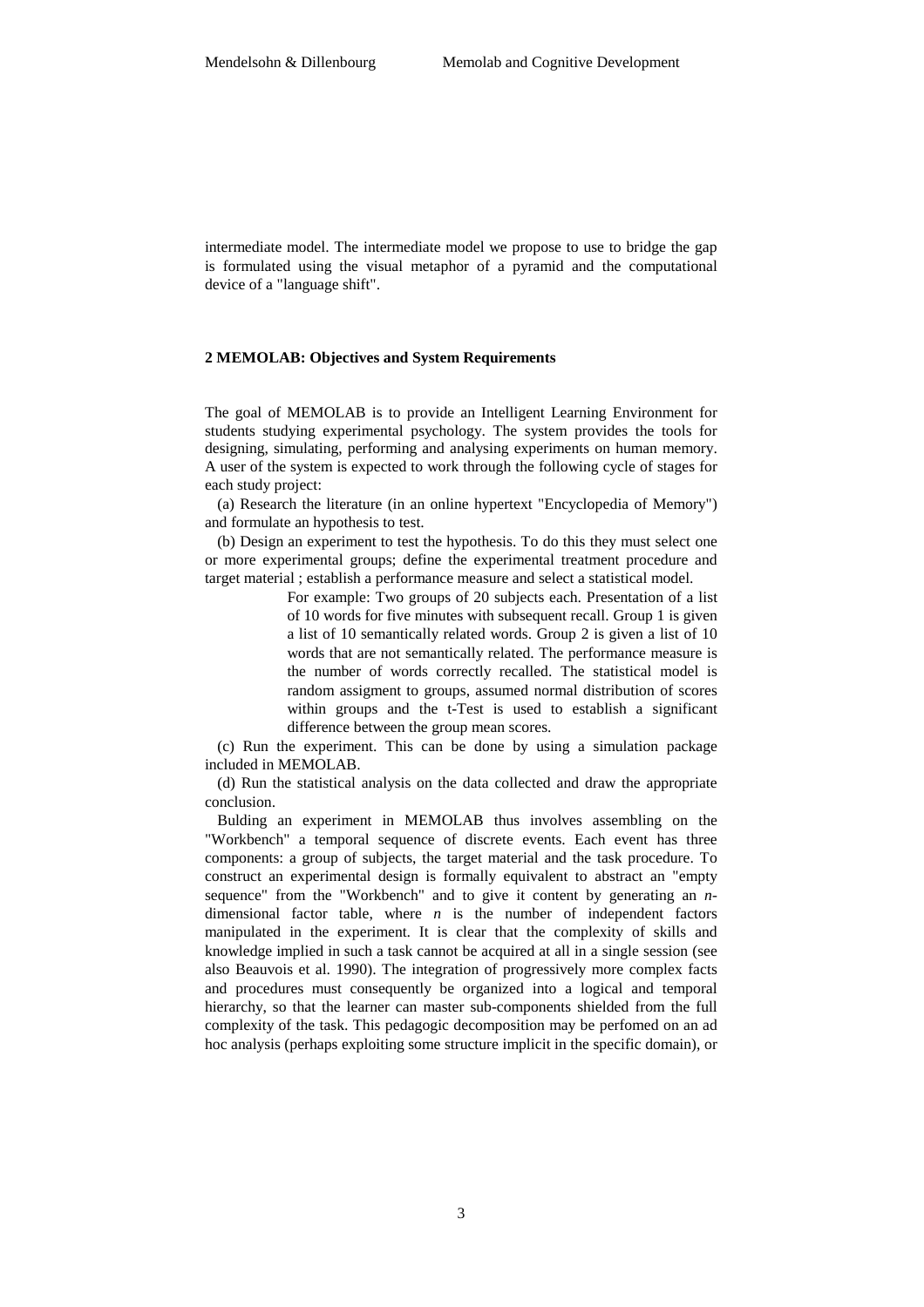intermediate model. The intermediate model we propose to use to bridge the gap is formulated using the visual metaphor of a pyramid and the computational device of a "language shift".

## 2 MEMOLAB: Objectives and System Requirements

The goal of MEMOLAB is to provide an Intelligent Learning Environment for students studying experimental psychology. The system provides the tools for designing, simulating, performing and analysing experiments on human memory. A user of the system is expected to work through the following cycle of stages for each study project:

(a) Research the literature (in an online hypertext "Encyclopedia of Memory") and formulate an hypothesis to test.

(b) Design an experiment to test the hypothesis. To do this they must select one or more experimental groups; define the experimental treatment procedure and target material ; establish a performance measure and select a statistical model.

> For example: Two groups of 20 subjects each. Presentation of a list of 10 words for five minutes with subsequent recall. Group 1 is given a list of 10 semantically related words. Group 2 is given a list of 10 words that are not semantically related. The performance measure is the number of words correctly recalled. The statistical model is random assigment to groups, assumed normal distribution of scores within groups and the t-Test is used to establish a significant difference between the group mean scores.

(c) Run the experiment. This can be done by using a simulation package included in MEMOLAB.

(d) Run the statistical analysis on the data collected and draw the appropriate conclusion.

Bulding an experiment in MEMOLAB thus involves assembling on the "Workbench" a temporal sequence of discrete events. Each event has three components: a group of subjects, the target material and the task procedure. To construct an experimental design is formally equivalent to abstract an "empty sequence" from the "Workbench" and to give it content by generating an $n$-dimensional factor table, where $n$ is the number of independent factors manipulated in the experiment. It is clear that the complexity of skills and knowledge implied in such a task cannot be acquired at all in a single session (see also Beauvois et al. 1990). The integration of progressively more complex facts and procedures must consequently be organized into a logical and temporal hierarchy, so that the learner can master sub-components shielded from the full complexity of the task. This pedagogic decomposition may be perfomed on an ad hoc analysis (perhaps exploiting some structure implicit in the specific domain), or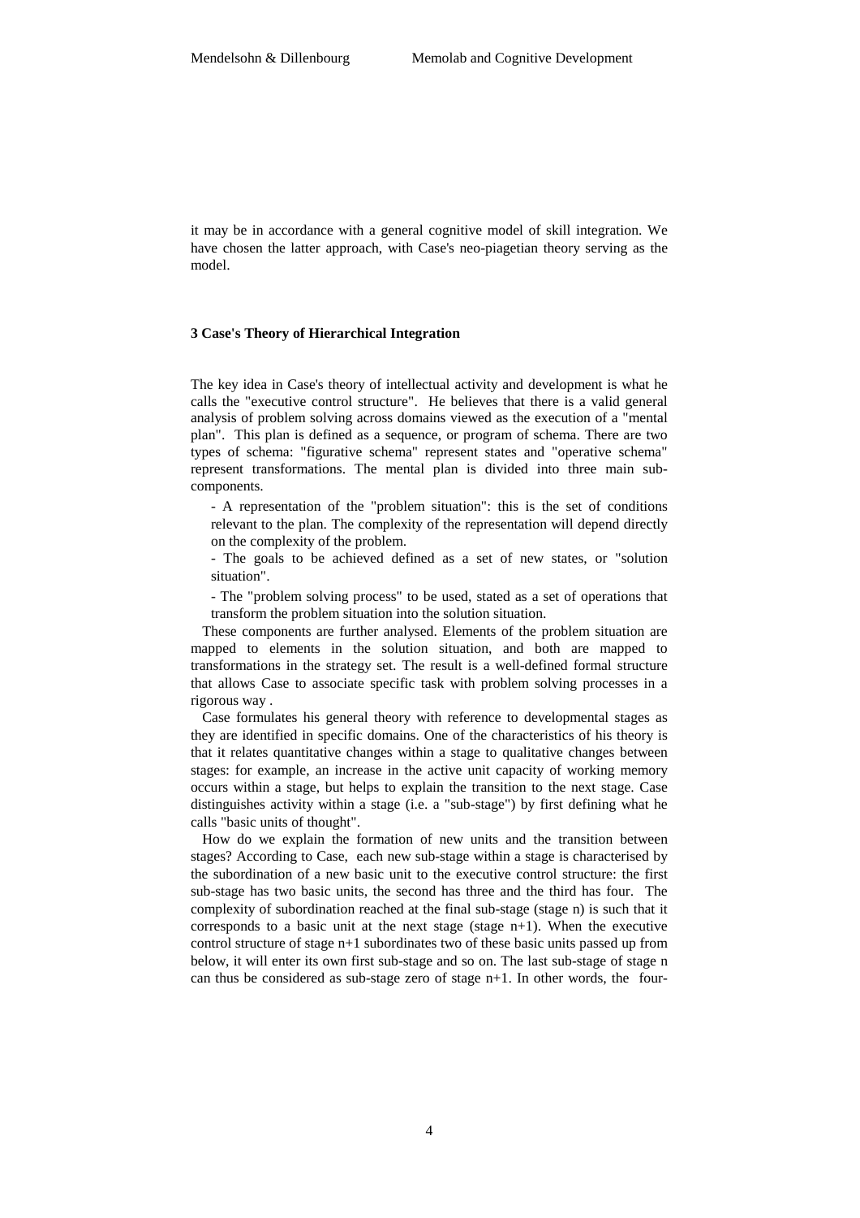it may be in accordance with a general cognitive model of skill integration. We have chosen the latter approach, with Case's neo-piagetian theory serving as the model.

### 3 Case's Theory of Hierarchical Integration

The key idea in Case's theory of intellectual activity and development is what he calls the "executive control structure". He believes that there is a valid general analysis of problem solving across domains viewed as the execution of a "mental plan". This plan is defined as a sequence, or program of schema. There are two types of schema: "figurative schema" represent states and "operative schema" represent transformations. The mental plan is divided into three main sub-components.

- A representation of the "problem situation": this is the set of conditions relevant to the plan. The complexity of the representation will depend directly on the complexity of the problem.
- The goals to be achieved defined as a set of new states, or "solution situation".
- The "problem solving process" to be used, stated as a set of operations that transform the problem situation into the solution situation.

These components are further analysed. Elements of the problem situation are mapped to elements in the solution situation, and both are mapped to transformations in the strategy set. The result is a well-defined formal structure that allows Case to associate specific task with problem solving processes in a rigorous way .

Case formulates his general theory with reference to developmental stages as they are identified in specific domains. One of the characteristics of his theory is that it relates quantitative changes within a stage to qualitative changes between stages: for example, an increase in the active unit capacity of working memory occurs within a stage, but helps to explain the transition to the next stage. Case distinguishes activity within a stage (i.e. a "sub-stage") by first defining what he calls "basic units of thought".

How do we explain the formation of new units and the transition between stages? According to Case, each new sub-stage within a stage is characterised by the subordination of a new basic unit to the executive control structure: the first sub-stage has two basic units, the second has three and the third has four. The complexity of subordination reached at the final sub-stage (stage n) is such that it corresponds to a basic unit at the next stage (stage n+1). When the executive control structure of stage n+1 subordinates two of these basic units passed up from below, it will enter its own first sub-stage and so on. The last sub-stage of stage n can thus be considered as sub-stage zero of stage n+1. In other words, the four-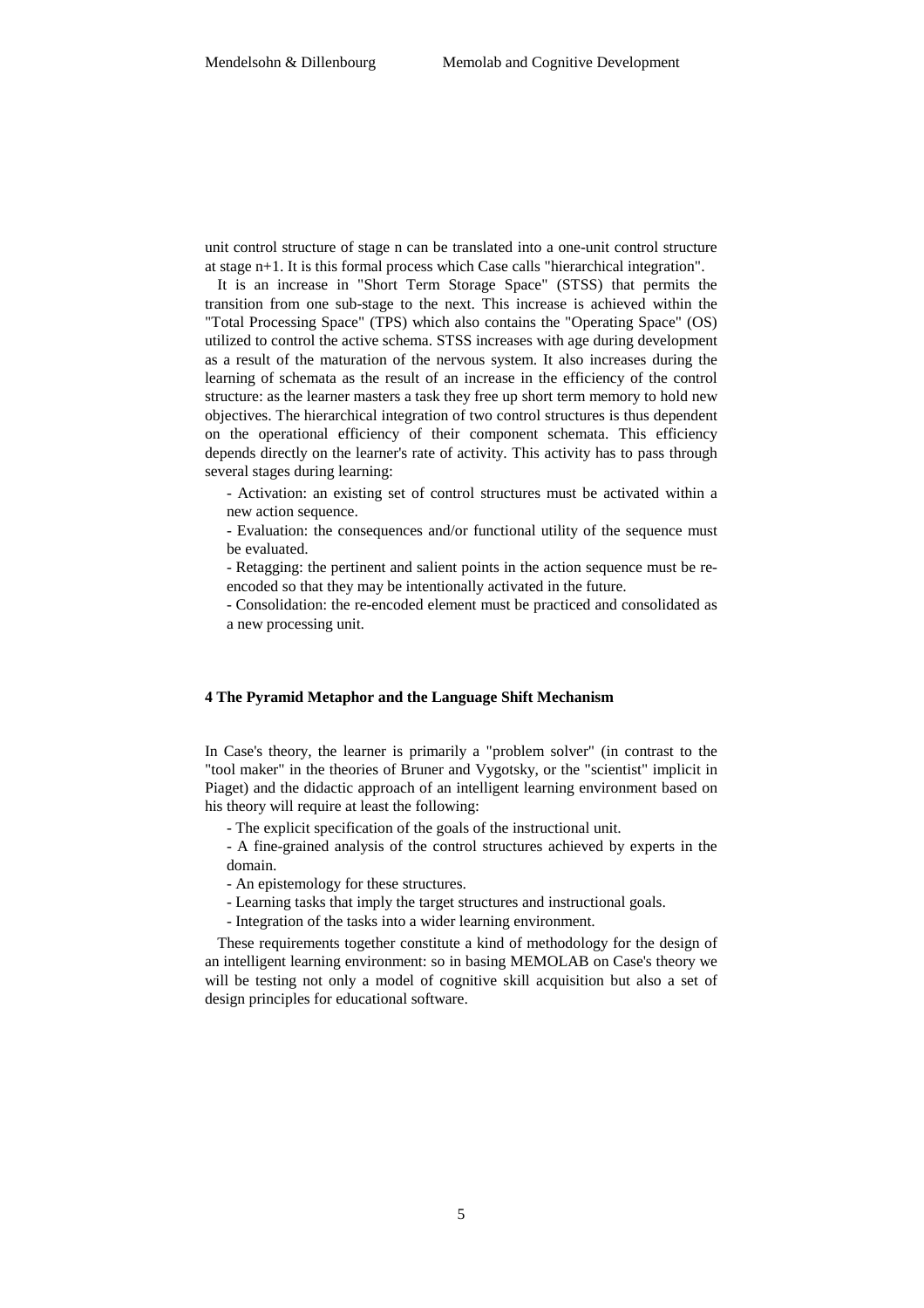unit control structure of stage n can be translated into a one-unit control structure at stage n+1. It is this formal process which Case calls "hierarchical integration".

It is an increase in "Short Term Storage Space" (STSS) that permits the transition from one sub-stage to the next. This increase is achieved within the "Total Processing Space" (TPS) which also contains the "Operating Space" (OS) utilized to control the active schema. STSS increases with age during development as a result of the maturation of the nervous system. It also increases during the learning of schemata as the result of an increase in the efficiency of the control structure: as the learner masters a task they free up short term memory to hold new objectives. The hierarchical integration of two control structures is thus dependent on the operational efficiency of their component schemata. This efficiency depends directly on the learner's rate of activity. This activity has to pass through several stages during learning:

- Activation: an existing set of control structures must be activated within a new action sequence.
- Evaluation: the consequences and/or functional utility of the sequence must be evaluated.
- Retagging: the pertinent and salient points in the action sequence must be re-encoded so that they may be intentionally activated in the future.
- Consolidation: the re-encoded element must be practiced and consolidated as a new processing unit.

## 4 The Pyramid Metaphor and the Language Shift Mechanism

In Case's theory, the learner is primarily a "problem solver" (in contrast to the "tool maker" in the theories of Bruner and Vygotsky, or the "scientist" implicit in Piaget) and the didactic approach of an intelligent learning environment based on his theory will require at least the following:

- The explicit specification of the goals of the instructional unit.
- A fine-grained analysis of the control structures achieved by experts in the domain.
- An epistemology for these structures.
- Learning tasks that imply the target structures and instructional goals.
- Integration of the tasks into a wider learning environment.

These requirements together constitute a kind of methodology for the design of an intelligent learning environment: so in basing MEMOLAB on Case's theory we will be testing not only a model of cognitive skill acquisition but also a set of design principles for educational software.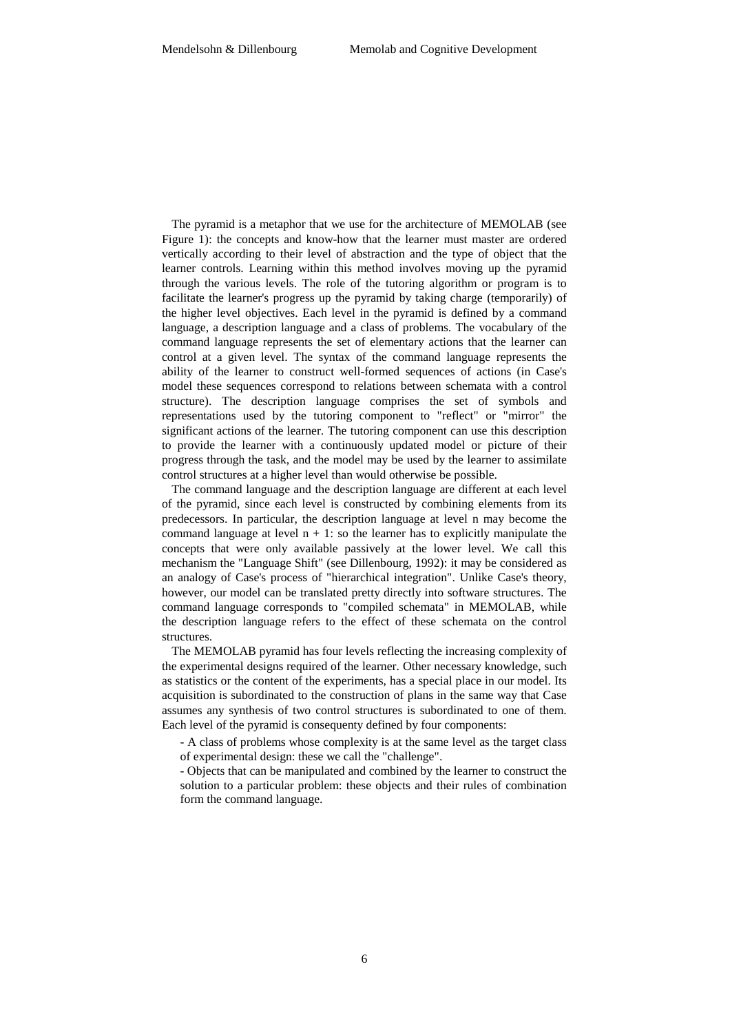The pyramid is a metaphor that we use for the architecture of MEMOLAB (see Figure 1): the concepts and know-how that the learner must master are ordered vertically according to their level of abstraction and the type of object that the learner controls. Learning within this method involves moving up the pyramid through the various levels. The role of the tutoring algorithm or program is to facilitate the learner's progress up the pyramid by taking charge (temporarily) of the higher level objectives. Each level in the pyramid is defined by a command language, a description language and a class of problems. The vocabulary of the command language represents the set of elementary actions that the learner can control at a given level. The syntax of the command language represents the ability of the learner to construct well-formed sequences of actions (in Case's model these sequences correspond to relations between schemata with a control structure). The description language comprises the set of symbols and representations used by the tutoring component to "reflect" or "mirror" the significant actions of the learner. The tutoring component can use this description to provide the learner with a continuously updated model or picture of their progress through the task, and the model may be used by the learner to assimilate control structures at a higher level than would otherwise be possible.

The command language and the description language are different at each level of the pyramid, since each level is constructed by combining elements from its predecessors. In particular, the description language at level n may become the command language at level $n + 1$: so the learner has to explicitly manipulate the concepts that were only available passively at the lower level. We call this mechanism the "Language Shift" (see Dillenbourg, 1992): it may be considered as an analogy of Case's process of "hierarchical integration". Unlike Case's theory, however, our model can be translated pretty directly into software structures. The command language corresponds to "compiled schemata" in MEMOLAB, while the description language refers to the effect of these schemata on the control structures.

The MEMOLAB pyramid has four levels reflecting the increasing complexity of the experimental designs required of the learner. Other necessary knowledge, such as statistics or the content of the experiments, has a special place in our model. Its acquisition is subordinated to the construction of plans in the same way that Case assumes any synthesis of two control structures is subordinated to one of them. Each level of the pyramid is consequenty defined by four components:

- A class of problems whose complexity is at the same level as the target class of experimental design: these we call the "challenge".
- Objects that can be manipulated and combined by the learner to construct the solution to a particular problem: these objects and their rules of combination form the command language.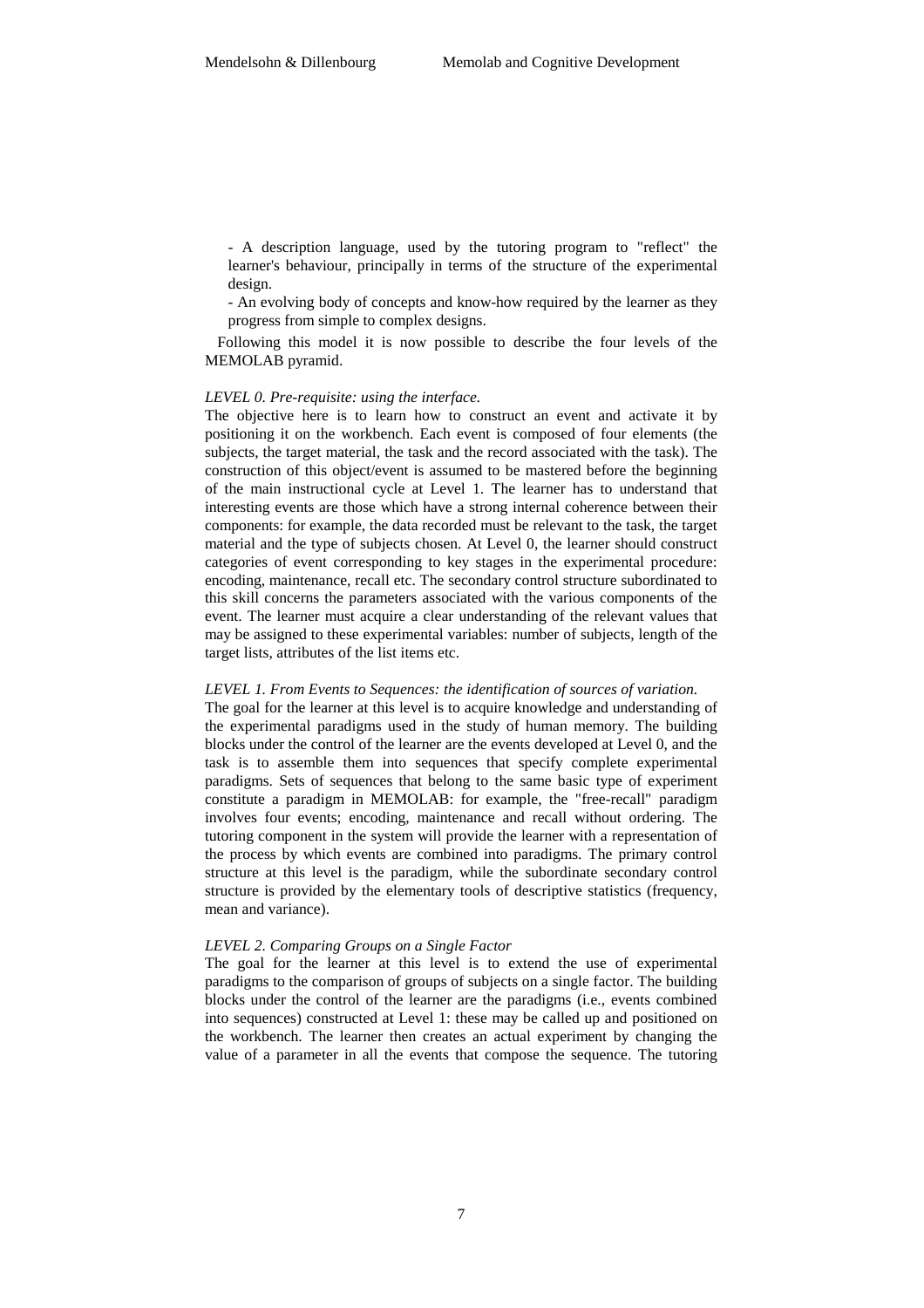- A description language, used by the tutoring program to "reflect" the learner's behaviour, principally in terms of the structure of the experimental design.

- An evolving body of concepts and know-how required by the learner as they progress from simple to complex designs.

Following this model it is now possible to describe the four levels of the MEMOLAB pyramid.

*LEVEL 0. Pre-requisite: using the interface.*

The objective here is to learn how to construct an event and activate it by positioning it on the workbench. Each event is composed of four elements (the subjects, the target material, the task and the record associated with the task). The construction of this object/event is assumed to be mastered before the beginning of the main instructional cycle at Level 1. The learner has to understand that interesting events are those which have a strong internal coherence between their components: for example, the data recorded must be relevant to the task, the target material and the type of subjects chosen. At Level 0, the learner should construct categories of event corresponding to key stages in the experimental procedure: encoding, maintenance, recall etc. The secondary control structure subordinated to this skill concerns the parameters associated with the various components of the event. The learner must acquire a clear understanding of the relevant values that may be assigned to these experimental variables: number of subjects, length of the target lists, attributes of the list items etc.

*LEVEL 1. From Events to Sequences: the identification of sources of variation.*

The goal for the learner at this level is to acquire knowledge and understanding of the experimental paradigms used in the study of human memory. The building blocks under the control of the learner are the events developed at Level 0, and the task is to assemble them into sequences that specify complete experimental paradigms. Sets of sequences that belong to the same basic type of experiment constitute a paradigm in MEMOLAB: for example, the "free-recall" paradigm involves four events; encoding, maintenance and recall without ordering. The tutoring component in the system will provide the learner with a representation of the process by which events are combined into paradigms. The primary control structure at this level is the paradigm, while the subordinate secondary control structure is provided by the elementary tools of descriptive statistics (frequency, mean and variance).

*LEVEL 2. Comparing Groups on a Single Factor*

The goal for the learner at this level is to extend the use of experimental paradigms to the comparison of groups of subjects on a single factor. The building blocks under the control of the learner are the paradigms (i.e., events combined into sequences) constructed at Level 1: these may be called up and positioned on the workbench. The learner then creates an actual experiment by changing the value of a parameter in all the events that compose the sequence. The tutoring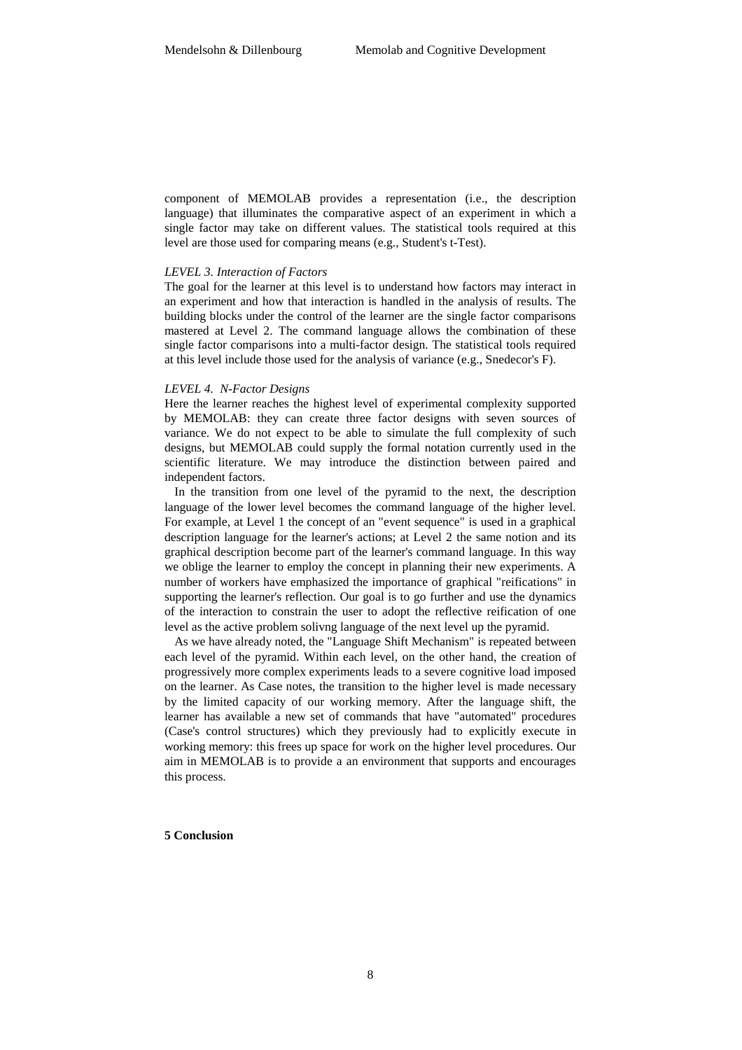component of MEMOLAB provides a representation (i.e., the description language) that illuminates the comparative aspect of an experiment in which a single factor may take on different values. The statistical tools required at this level are those used for comparing means (e.g., Student's t-Test).

*LEVEL 3. Interaction of Factors*

The goal for the learner at this level is to understand how factors may interact in an experiment and how that interaction is handled in the analysis of results. The building blocks under the control of the learner are the single factor comparisons mastered at Level 2. The command language allows the combination of these single factor comparisons into a multi-factor design. The statistical tools required at this level include those used for the analysis of variance (e.g., Snedecor's F).

*LEVEL 4. N-Factor Designs*

Here the learner reaches the highest level of experimental complexity supported by MEMOLAB: they can create three factor designs with seven sources of variance. We do not expect to be able to simulate the full complexity of such designs, but MEMOLAB could supply the formal notation currently used in the scientific literature. We may introduce the distinction between paired and independent factors.

In the transition from one level of the pyramid to the next, the description language of the lower level becomes the command language of the higher level. For example, at Level 1 the concept of an "event sequence" is used in a graphical description language for the learner's actions; at Level 2 the same notion and its graphical description become part of the learner's command language. In this way we oblige the learner to employ the concept in planning their new experiments. A number of workers have emphasized the importance of graphical "reifications" in supporting the learner's reflection. Our goal is to go further and use the dynamics of the interaction to constrain the user to adopt the reflective reification of one level as the active problem solivng language of the next level up the pyramid.

As we have already noted, the "Language Shift Mechanism" is repeated between each level of the pyramid. Within each level, on the other hand, the creation of progressively more complex experiments leads to a severe cognitive load imposed on the learner. As Case notes, the transition to the higher level is made necessary by the limited capacity of our working memory. After the language shift, the learner has available a new set of commands that have "automated" procedures (Case's control structures) which they previously had to explicitly execute in working memory: this frees up space for work on the higher level procedures. Our aim in MEMOLAB is to provide a an environment that supports and encourages this process.

**5 Conclusion**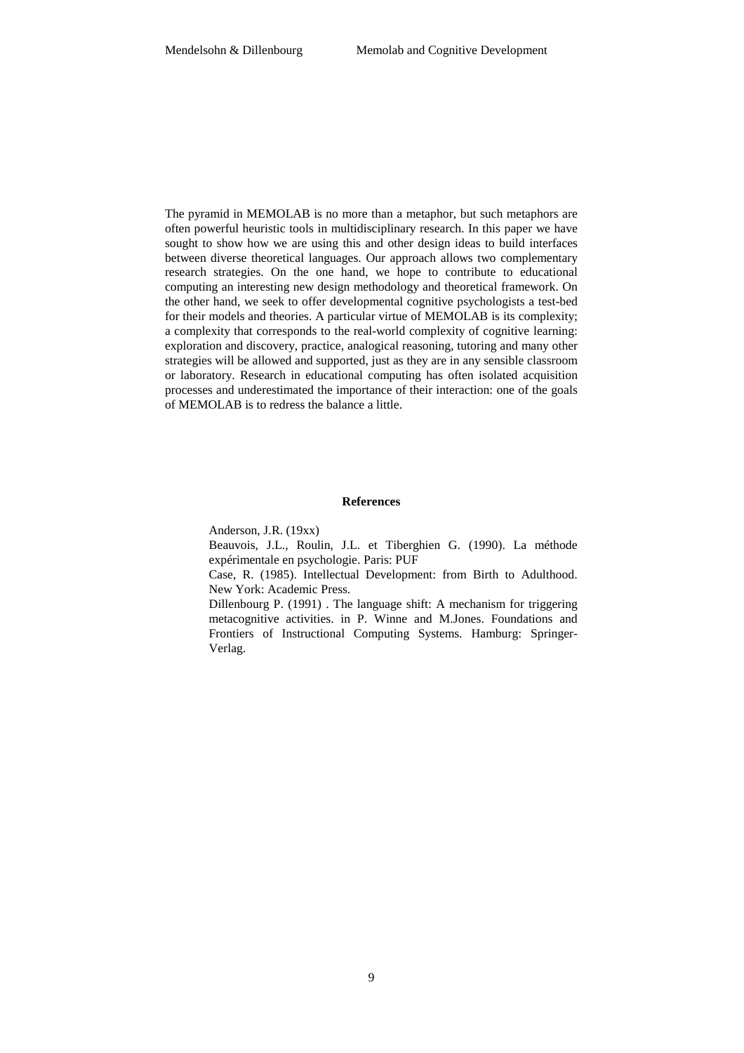The pyramid in MEMOLAB is no more than a metaphor, but such metaphors are often powerful heuristic tools in multidisciplinary research. In this paper we have sought to show how we are using this and other design ideas to build interfaces between diverse theoretical languages. Our approach allows two complementary research strategies. On the one hand, we hope to contribute to educational computing an interesting new design methodology and theoretical framework. On the other hand, we seek to offer developmental cognitive psychologists a test-bed for their models and theories. A particular virtue of MEMOLAB is its complexity; a complexity that corresponds to the real-world complexity of cognitive learning: exploration and discovery, practice, analogical reasoning, tutoring and many other strategies will be allowed and supported, just as they are in any sensible classroom or laboratory. Research in educational computing has often isolated acquisition processes and underestimated the importance of their interaction: one of the goals of MEMOLAB is to redress the balance a little.

## References

Anderson, J.R. (19xx)

Beauvois, J.L., Roulin, J.L. et Tiberghien G. (1990). La méthode expérimentale en psychologie. Paris: PUF

Case, R. (1985). Intellectual Development: from Birth to Adulthood. New York: Academic Press.

Dillenbourg P. (1991) . The language shift: A mechanism for triggering metacognitive activities. in P. Winne and M.Jones. Foundations and Frontiers of Instructional Computing Systems. Hamburg: Springer-Verlag.